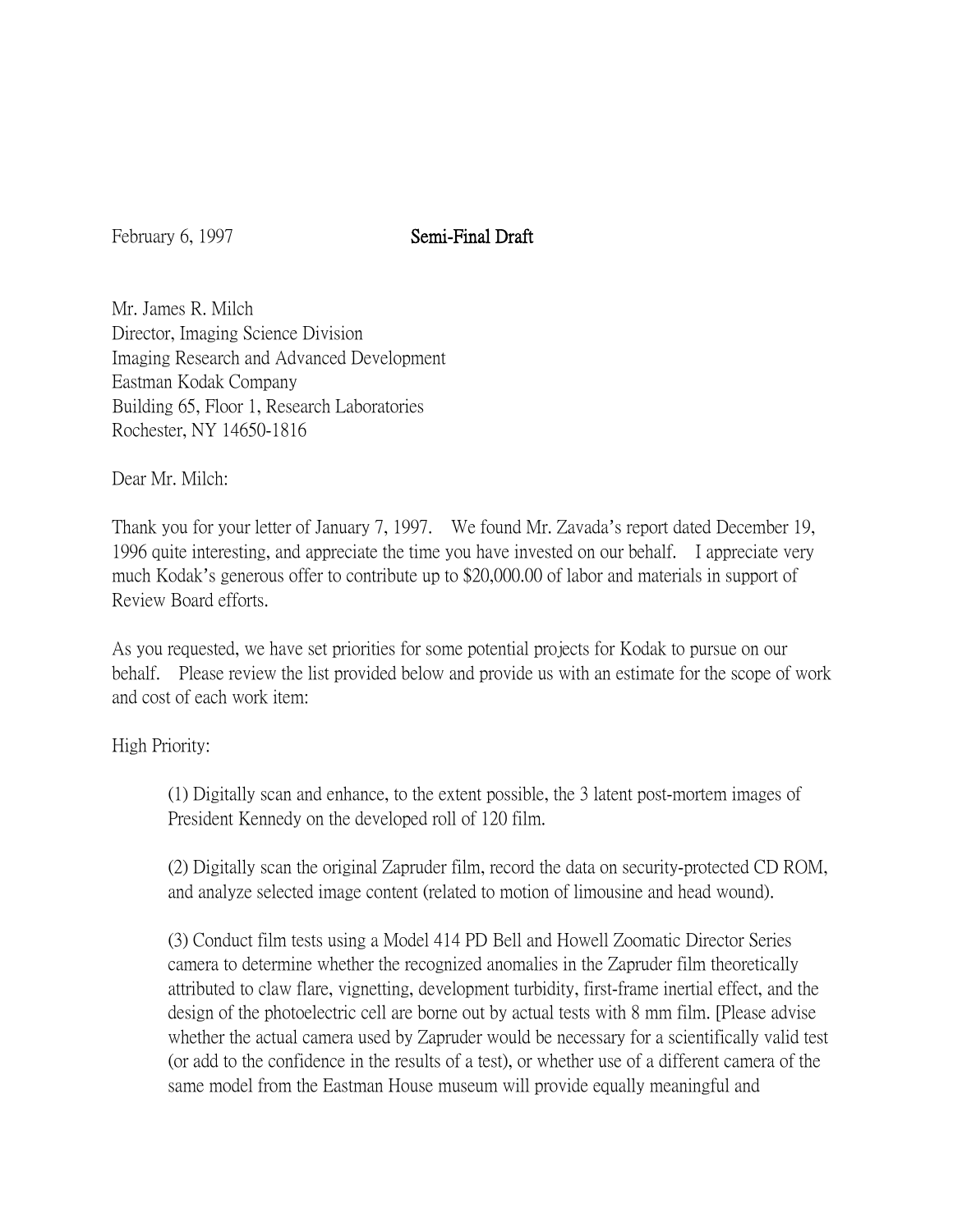February 6, 1997 **Semi-Final Draft**

Mr. James R. Milch
Director, Imaging Science Division
Imaging Research and Advanced Development
Eastman Kodak Company
Building 65, Floor 1, Research Laboratories
Rochester, NY 14650-1816

Dear Mr. Milch:

Thank you for your letter of January 7, 1997. We found Mr. Zavada's report dated December 19, 1996 quite interesting, and appreciate the time you have invested on our behalf. I appreciate very much Kodak's generous offer to contribute up to $20,000.00 of labor and materials in support of Review Board efforts.

As you requested, we have set priorities for some potential projects for Kodak to pursue on our behalf. Please review the list provided below and provide us with an estimate for the scope of work and cost of each work item:

High Priority:

(1) Digitally scan and enhance, to the extent possible, the 3 latent post-mortem images of President Kennedy on the developed roll of 120 film.

(2) Digitally scan the original Zapruder film, record the data on security-protected CD ROM, and analyze selected image content (related to motion of limousine and head wound).

(3) Conduct film tests using a Model 414 PD Bell and Howell Zoomatic Director Series camera to determine whether the recognized anomalies in the Zapruder film theoretically attributed to claw flare, vignetting, development turbidity, first-frame inertial effect, and the design of the photoelectric cell are borne out by actual tests with 8 mm film. [Please advise whether the actual camera used by Zapruder would be necessary for a scientifically valid test (or add to the confidence in the results of a test), or whether use of a different camera of the same model from the Eastman House museum will provide equally meaningful and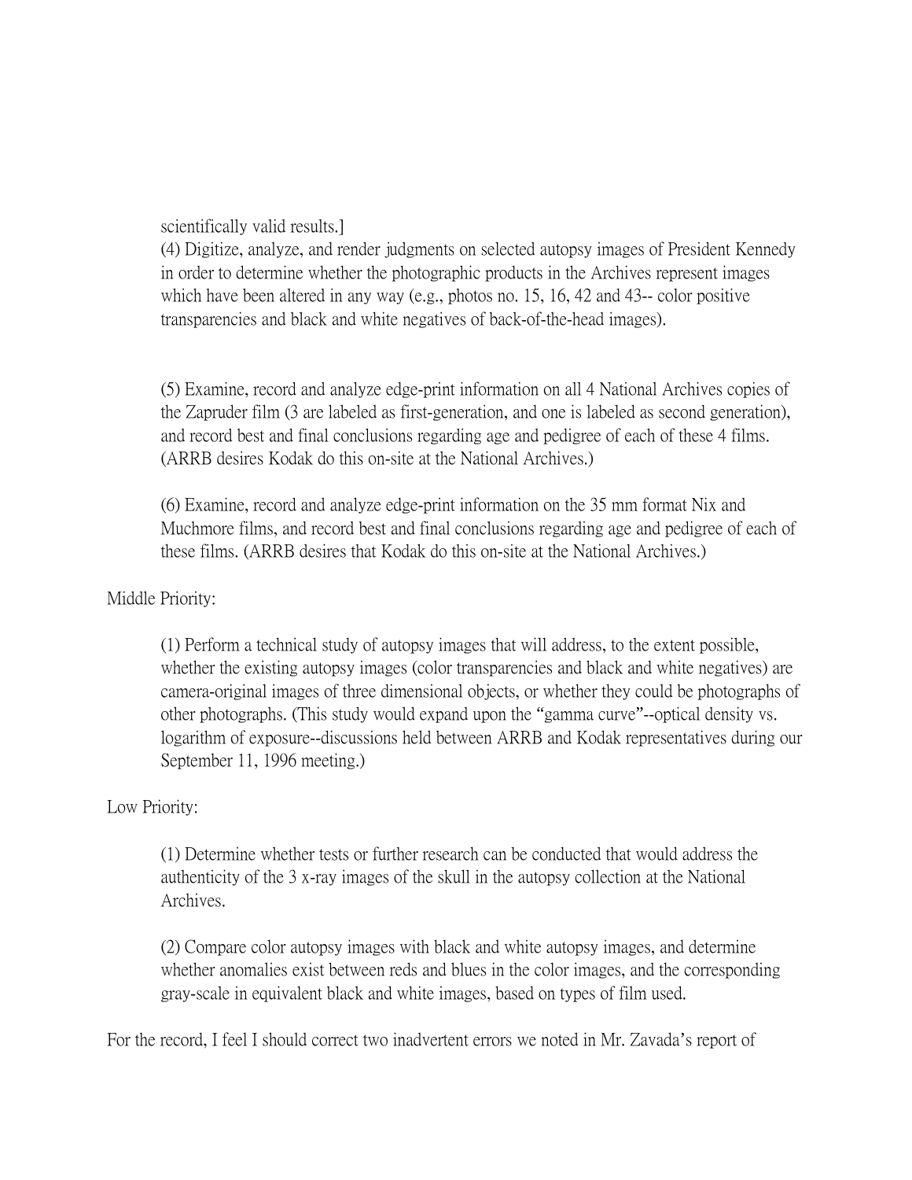scientifically valid results.]

(4) Digitize, analyze, and render judgments on selected autopsy images of President Kennedy in order to determine whether the photographic products in the Archives represent images which have been altered in any way (e.g., photos no. 15, 16, 42 and 43-- color positive transparencies and black and white negatives of back-of-the-head images).

(5) Examine, record and analyze edge-print information on all 4 National Archives copies of the Zapruder film (3 are labeled as first-generation, and one is labeled as second generation), and record best and final conclusions regarding age and pedigree of each of these 4 films. (ARRB desires Kodak do this on-site at the National Archives.)

(6) Examine, record and analyze edge-print information on the 35 mm format Nix and Muchmore films, and record best and final conclusions regarding age and pedigree of each of these films. (ARRB desires that Kodak do this on-site at the National Archives.)

Middle Priority:

(1) Perform a technical study of autopsy images that will address, to the extent possible, whether the existing autopsy images (color transparencies and black and white negatives) are camera-original images of three dimensional objects, or whether they could be photographs of other photographs. (This study would expand upon the "gamma curve"--optical density vs. logarithm of exposure--discussions held between ARRB and Kodak representatives during our September 11, 1996 meeting.)

Low Priority:

(1) Determine whether tests or further research can be conducted that would address the authenticity of the 3 x-ray images of the skull in the autopsy collection at the National Archives.

(2) Compare color autopsy images with black and white autopsy images, and determine whether anomalies exist between reds and blues in the color images, and the corresponding gray-scale in equivalent black and white images, based on types of film used.

For the record, I feel I should correct two inadvertent errors we noted in Mr. Zavada's report of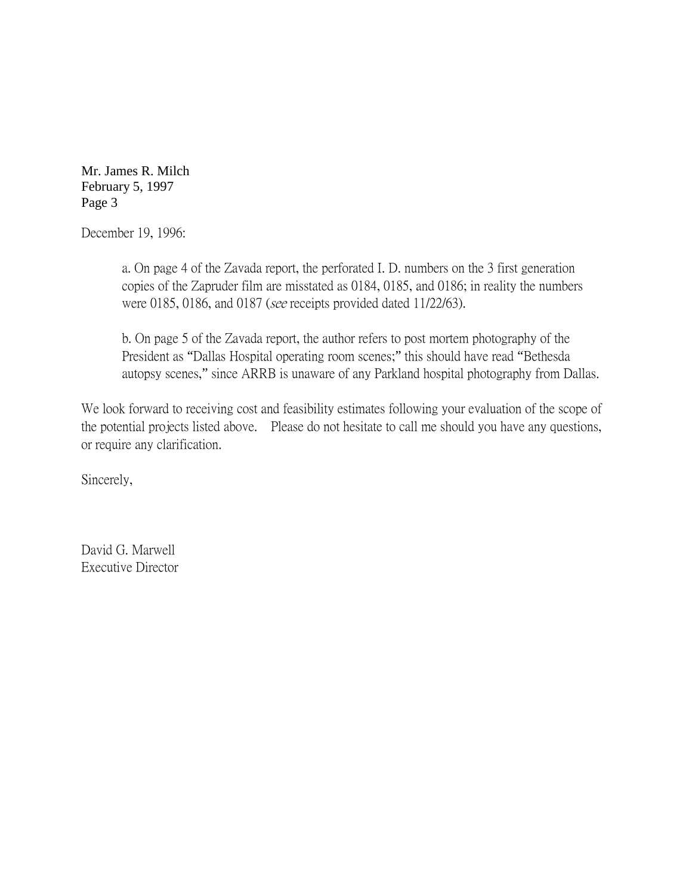Mr. James R. Milch
February 5, 1997
Page 3

December 19, 1996:

a. On page 4 of the Zavada report, the perforated I. D. numbers on the 3 first generation copies of the Zapruder film are misstated as 0184, 0185, and 0186; in reality the numbers were 0185, 0186, and 0187 (*see* receipts provided dated 11/22/63).

b. On page 5 of the Zavada report, the author refers to post mortem photography of the President as "Dallas Hospital operating room scenes;" this should have read "Bethesda autopsy scenes," since ARRB is unaware of any Parkland hospital photography from Dallas.

We look forward to receiving cost and feasibility estimates following your evaluation of the scope of the potential projects listed above. Please do not hesitate to call me should you have any questions, or require any clarification.

Sincerely,

David G. Marwell
Executive Director